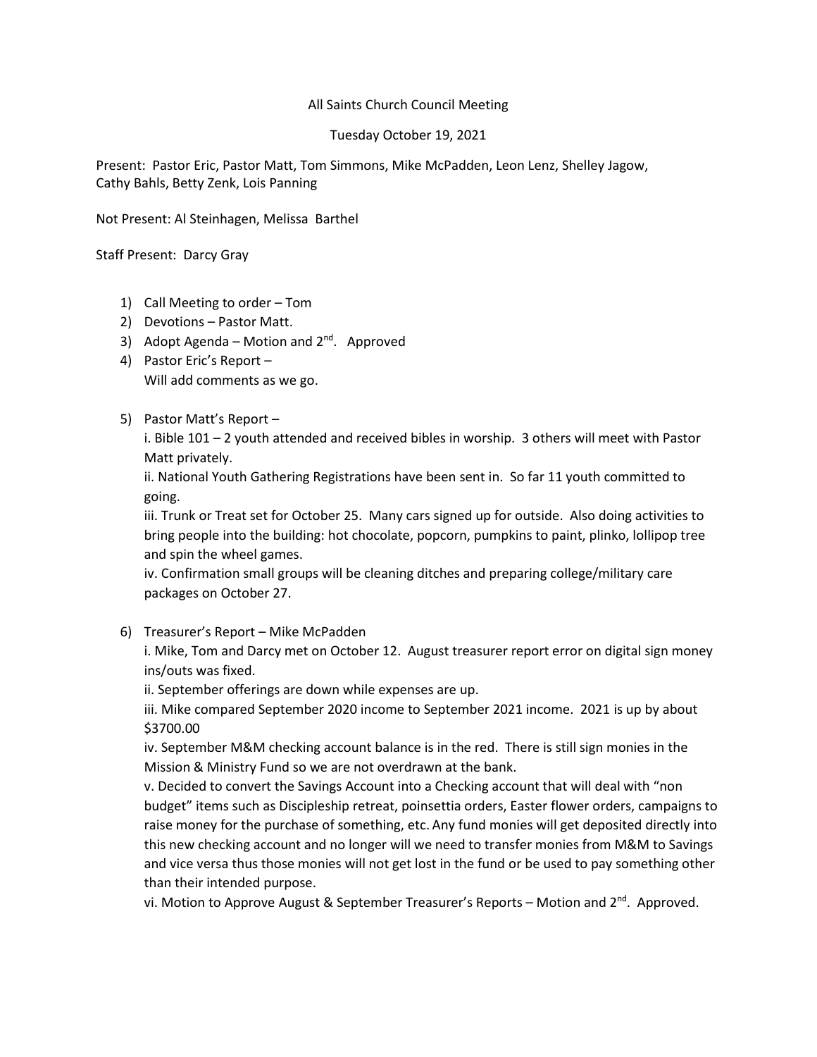All Saints Church Council Meeting

Tuesday October 19, 2021

Present: Pastor Eric, Pastor Matt, Tom Simmons, Mike McPadden, Leon Lenz, Shelley Jagow, Cathy Bahls, Betty Zenk, Lois Panning

Not Present: Al Steinhagen, Melissa Barthel

Staff Present: Darcy Gray

1) Call Meeting to order – Tom
2) Devotions – Pastor Matt.
3) Adopt Agenda – Motion and 2nd. Approved
4) Pastor Eric's Report –
   Will add comments as we go.
5) Pastor Matt's Report –
   i. Bible 101 – 2 youth attended and received bibles in worship. 3 others will meet with Pastor Matt privately.
   ii. National Youth Gathering Registrations have been sent in. So far 11 youth committed to going.
   iii. Trunk or Treat set for October 25. Many cars signed up for outside. Also doing activities to bring people into the building: hot chocolate, popcorn, pumpkins to paint, plinko, lollipop tree and spin the wheel games.
   iv. Confirmation small groups will be cleaning ditches and preparing college/military care packages on October 27.
6) Treasurer's Report – Mike McPadden
   i. Mike, Tom and Darcy met on October 12. August treasurer report error on digital sign money ins/outs was fixed.
   ii. September offerings are down while expenses are up.
   iii. Mike compared September 2020 income to September 2021 income. 2021 is up by about $3700.00
   iv. September M&M checking account balance is in the red. There is still sign monies in the Mission & Ministry Fund so we are not overdrawn at the bank.
   v. Decided to convert the Savings Account into a Checking account that will deal with "non budget" items such as Discipleship retreat, poinsettia orders, Easter flower orders, campaigns to raise money for the purchase of something, etc. Any fund monies will get deposited directly into this new checking account and no longer will we need to transfer monies from M&M to Savings and vice versa thus those monies will not get lost in the fund or be used to pay something other than their intended purpose.
   vi. Motion to Approve August & September Treasurer's Reports – Motion and 2nd. Approved.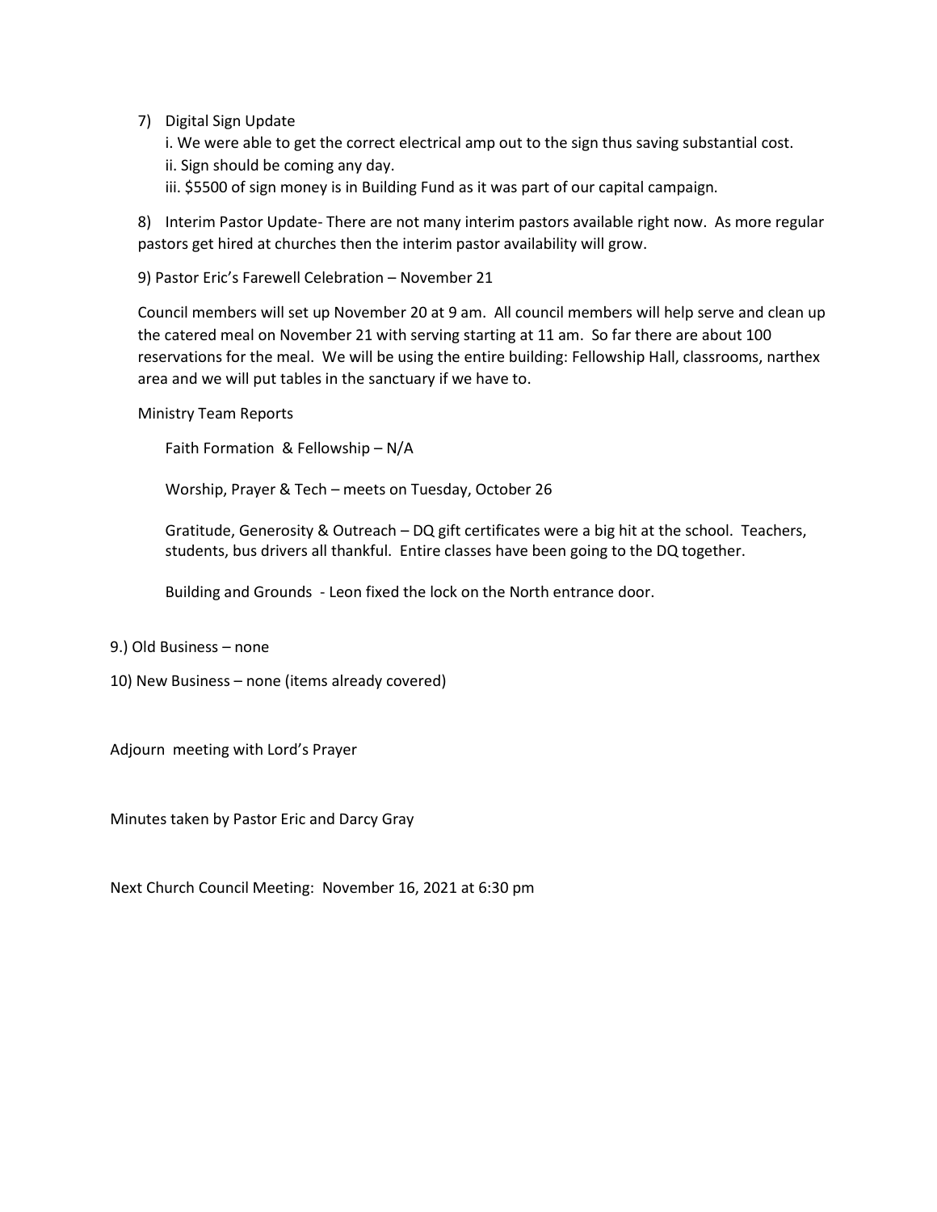7) Digital Sign Update

   i. We were able to get the correct electrical amp out to the sign thus saving substantial cost.
   ii. Sign should be coming any day.
   iii. $5500 of sign money is in Building Fund as it was part of our capital campaign.

8) Interim Pastor Update- There are not many interim pastors available right now. As more regular pastors get hired at churches then the interim pastor availability will grow.

9) Pastor Eric's Farewell Celebration – November 21

Council members will set up November 20 at 9 am. All council members will help serve and clean up the catered meal on November 21 with serving starting at 11 am. So far there are about 100 reservations for the meal. We will be using the entire building: Fellowship Hall, classrooms, narthex area and we will put tables in the sanctuary if we have to.

Ministry Team Reports

Faith Formation & Fellowship – N/A

Worship, Prayer & Tech – meets on Tuesday, October 26

Gratitude, Generosity & Outreach – DQ gift certificates were a big hit at the school. Teachers, students, bus drivers all thankful. Entire classes have been going to the DQ together.

Building and Grounds - Leon fixed the lock on the North entrance door.

9.) Old Business – none

10) New Business – none (items already covered)

Adjourn meeting with Lord's Prayer

Minutes taken by Pastor Eric and Darcy Gray

Next Church Council Meeting: November 16, 2021 at 6:30 pm